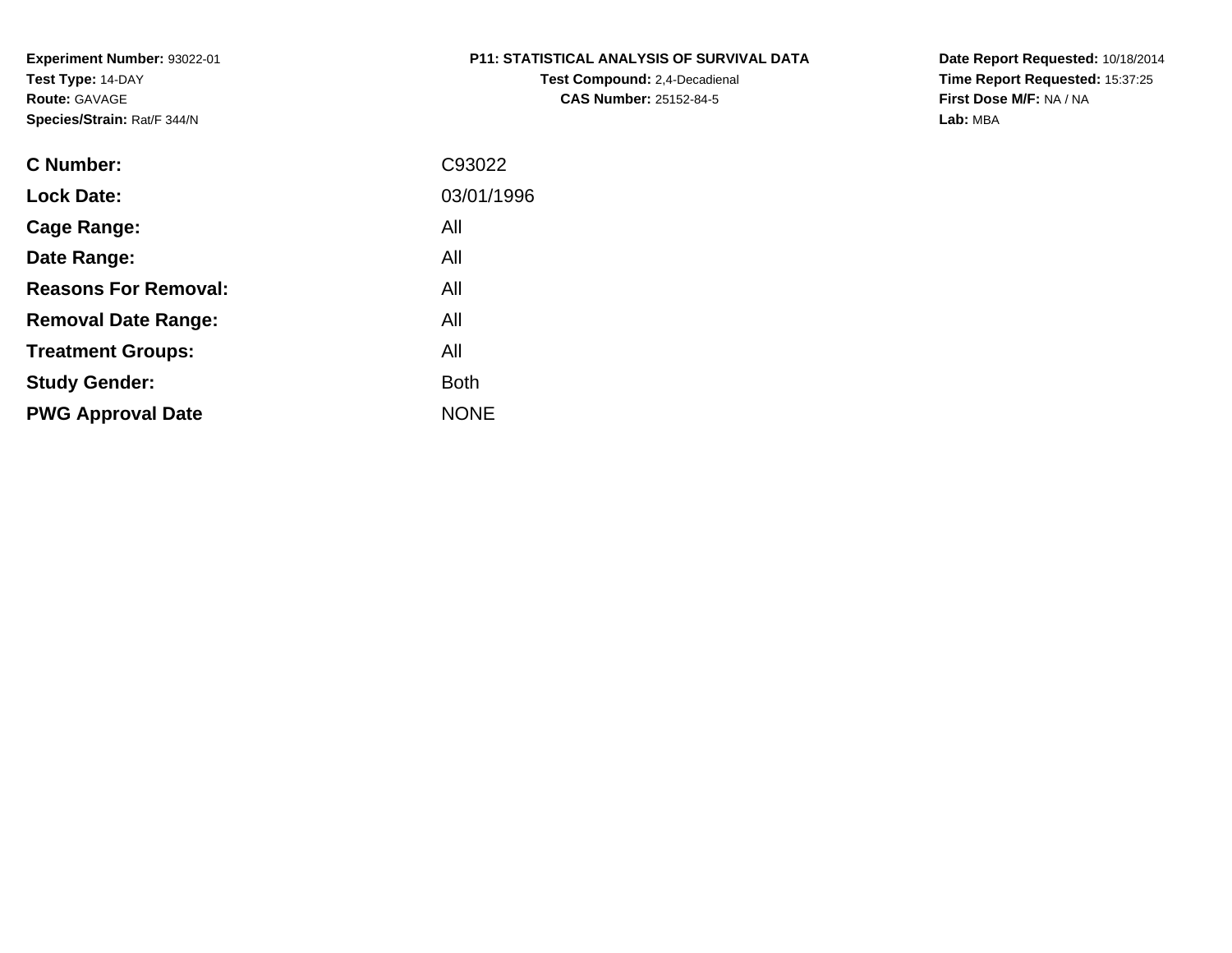**Experiment Number:** 93022-01
**Test Type:** 14-DAY
**Route:** GAVAGE
**Species/Strain:** Rat/F 344/N

**P11: STATISTICAL ANALYSIS OF SURVIVAL DATA**
**Test Compound:** 2,4-Decadienal
**CAS Number:** 25152-84-5

**Date Report Requested:** 10/18/2014
**Time Report Requested:** 15:37:25
**First Dose M/F:** NA / NA
**Lab:** MBA

| | |
|---|---|
| **C Number:** | C93022 |
| **Lock Date:** | 03/01/1996 |
| **Cage Range:** | All |
| **Date Range:** | All |
| **Reasons For Removal:** | All |
| **Removal Date Range:** | All |
| **Treatment Groups:** | All |
| **Study Gender:** | Both |
| **PWG Approval Date** | NONE |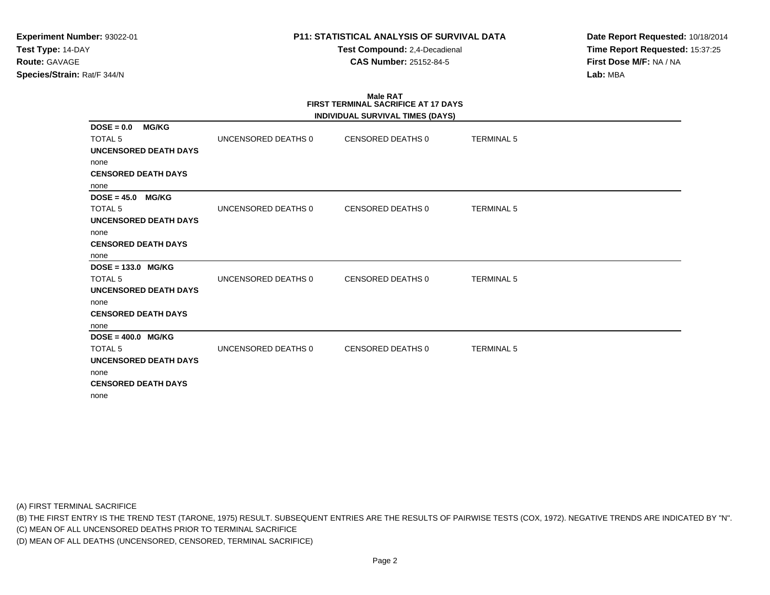**Experiment Number:** 93022-01
**Test Type:** 14-DAY
**Route:** GAVAGE
**Species/Strain:** Rat/F 344/N

**P11: STATISTICAL ANALYSIS OF SURVIVAL DATA**
**Test Compound:** 2,4-Decadienal
**CAS Number:** 25152-84-5

**Date Report Requested:** 10/18/2014
**Time Report Requested:** 15:37:25
**First Dose M/F:** NA / NA
**Lab:** MBA

**Male RAT**
**FIRST TERMINAL SACRIFICE AT 17 DAYS**
**INDIVIDUAL SURVIVAL TIMES (DAYS)**

**DOSE = 0.0 MG/KG**

| TOTAL 5 | UNCENSORED DEATHS 0 | CENSORED DEATHS 0 | TERMINAL 5 |
|---|---|---|---|

**UNCENSORED DEATH DAYS**
none
**CENSORED DEATH DAYS**
none

**DOSE = 45.0 MG/KG**

| TOTAL 5 | UNCENSORED DEATHS 0 | CENSORED DEATHS 0 | TERMINAL 5 |
|---|---|---|---|

**UNCENSORED DEATH DAYS**
none
**CENSORED DEATH DAYS**
none

**DOSE = 133.0 MG/KG**

| TOTAL 5 | UNCENSORED DEATHS 0 | CENSORED DEATHS 0 | TERMINAL 5 |
|---|---|---|---|

**UNCENSORED DEATH DAYS**
none
**CENSORED DEATH DAYS**
none

**DOSE = 400.0 MG/KG**

| TOTAL 5 | UNCENSORED DEATHS 0 | CENSORED DEATHS 0 | TERMINAL 5 |
|---|---|---|---|

**UNCENSORED DEATH DAYS**
none
**CENSORED DEATH DAYS**
none

(A) FIRST TERMINAL SACRIFICE
(B) THE FIRST ENTRY IS THE TREND TEST (TARONE, 1975) RESULT. SUBSEQUENT ENTRIES ARE THE RESULTS OF PAIRWISE TESTS (COX, 1972). NEGATIVE TRENDS ARE INDICATED BY "N".
(C) MEAN OF ALL UNCENSORED DEATHS PRIOR TO TERMINAL SACRIFICE
(D) MEAN OF ALL DEATHS (UNCENSORED, CENSORED, TERMINAL SACRIFICE)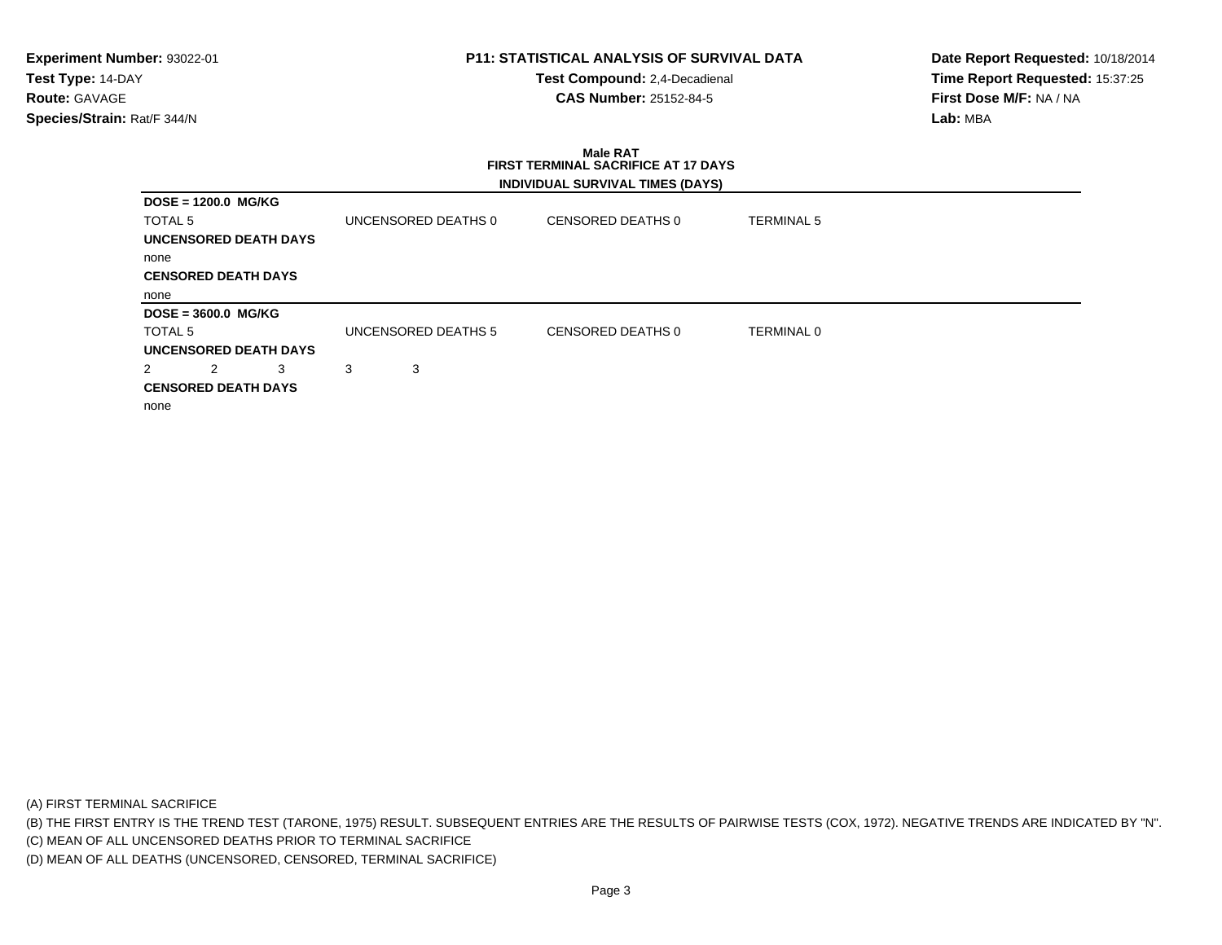**Experiment Number:** 93022-01
**Test Type:** 14-DAY
**Route:** GAVAGE
**Species/Strain:** Rat/F 344/N

**P11: STATISTICAL ANALYSIS OF SURVIVAL DATA**
**Test Compound:** 2,4-Decadienal
**CAS Number:** 25152-84-5

**Date Report Requested:** 10/18/2014
**Time Report Requested:** 15:37:25
**First Dose M/F:** NA / NA
**Lab:** MBA

**Male RAT**
**FIRST TERMINAL SACRIFICE AT 17 DAYS**
**INDIVIDUAL SURVIVAL TIMES (DAYS)**

**DOSE = 1200.0 MG/KG**

TOTAL 5 | UNCENSORED DEATHS 0 | CENSORED DEATHS 0 | TERMINAL 5

**UNCENSORED DEATH DAYS**

none

**CENSORED DEATH DAYS**

none

**DOSE = 3600.0 MG/KG**

TOTAL 5 | UNCENSORED DEATHS 5 | CENSORED DEATHS 0 | TERMINAL 0

**UNCENSORED DEATH DAYS**

2 2 3 3 3

**CENSORED DEATH DAYS**

none

(A) FIRST TERMINAL SACRIFICE
(B) THE FIRST ENTRY IS THE TREND TEST (TARONE, 1975) RESULT. SUBSEQUENT ENTRIES ARE THE RESULTS OF PAIRWISE TESTS (COX, 1972). NEGATIVE TRENDS ARE INDICATED BY "N".
(C) MEAN OF ALL UNCENSORED DEATHS PRIOR TO TERMINAL SACRIFICE
(D) MEAN OF ALL DEATHS (UNCENSORED, CENSORED, TERMINAL SACRIFICE)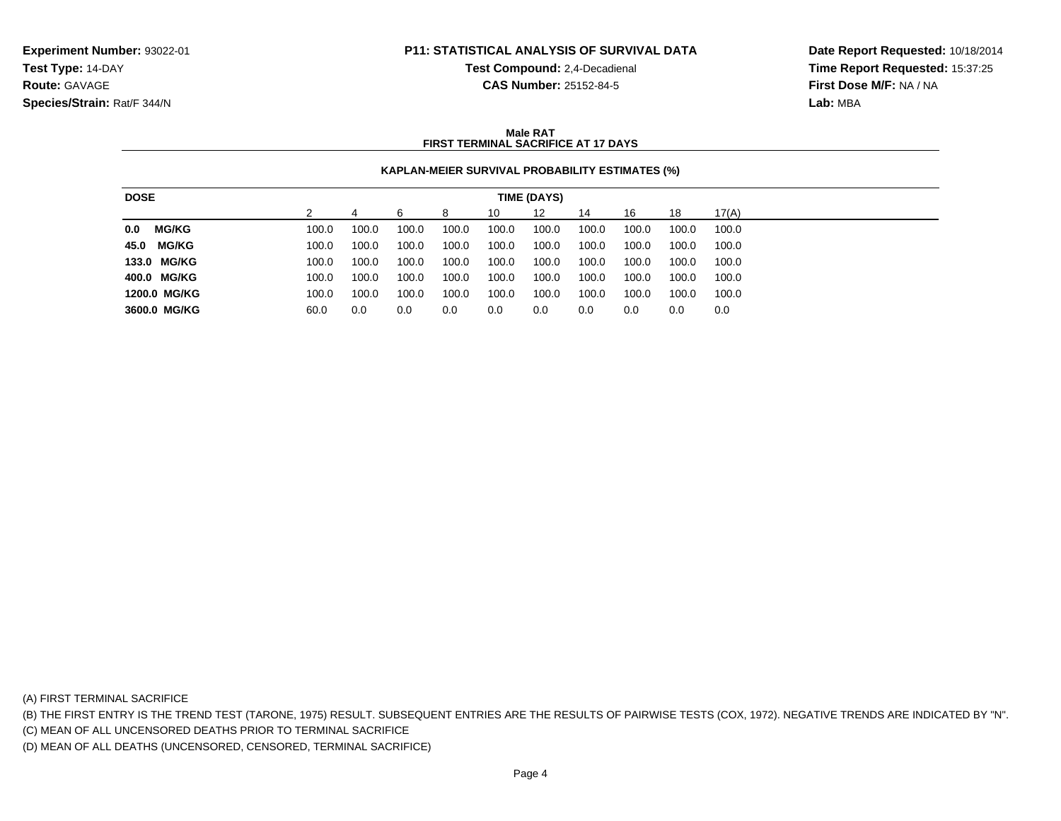**Experiment Number:** 93022-01
**Test Type:** 14-DAY
**Route:** GAVAGE
**Species/Strain:** Rat/F 344/N

**P11: STATISTICAL ANALYSIS OF SURVIVAL DATA**
**Test Compound:** 2,4-Decadienal
**CAS Number:** 25152-84-5

**Date Report Requested:** 10/18/2014
**Time Report Requested:** 15:37:25
**First Dose M/F:** NA / NA
**Lab:** MBA

**Male RAT**
**FIRST TERMINAL SACRIFICE AT 17 DAYS**

**KAPLAN-MEIER SURVIVAL PROBABILITY ESTIMATES (%)**

| DOSE | TIME (DAYS) | | | | | | | | | |
|---|---|---|---|---|---|---|---|---|---|---|
| | 2 | 4 | 6 | 8 | 10 | 12 | 14 | 16 | 18 | 17(A) |
| **0.0 MG/KG** | 100.0 | 100.0 | 100.0 | 100.0 | 100.0 | 100.0 | 100.0 | 100.0 | 100.0 | 100.0 |
| **45.0 MG/KG** | 100.0 | 100.0 | 100.0 | 100.0 | 100.0 | 100.0 | 100.0 | 100.0 | 100.0 | 100.0 |
| **133.0 MG/KG** | 100.0 | 100.0 | 100.0 | 100.0 | 100.0 | 100.0 | 100.0 | 100.0 | 100.0 | 100.0 |
| **400.0 MG/KG** | 100.0 | 100.0 | 100.0 | 100.0 | 100.0 | 100.0 | 100.0 | 100.0 | 100.0 | 100.0 |
| **1200.0 MG/KG** | 100.0 | 100.0 | 100.0 | 100.0 | 100.0 | 100.0 | 100.0 | 100.0 | 100.0 | 100.0 |
| **3600.0 MG/KG** | 60.0 | 0.0 | 0.0 | 0.0 | 0.0 | 0.0 | 0.0 | 0.0 | 0.0 | 0.0 |

(A) FIRST TERMINAL SACRIFICE
(B) THE FIRST ENTRY IS THE TREND TEST (TARONE, 1975) RESULT. SUBSEQUENT ENTRIES ARE THE RESULTS OF PAIRWISE TESTS (COX, 1972). NEGATIVE TRENDS ARE INDICATED BY "N".
(C) MEAN OF ALL UNCENSORED DEATHS PRIOR TO TERMINAL SACRIFICE
(D) MEAN OF ALL DEATHS (UNCENSORED, CENSORED, TERMINAL SACRIFICE)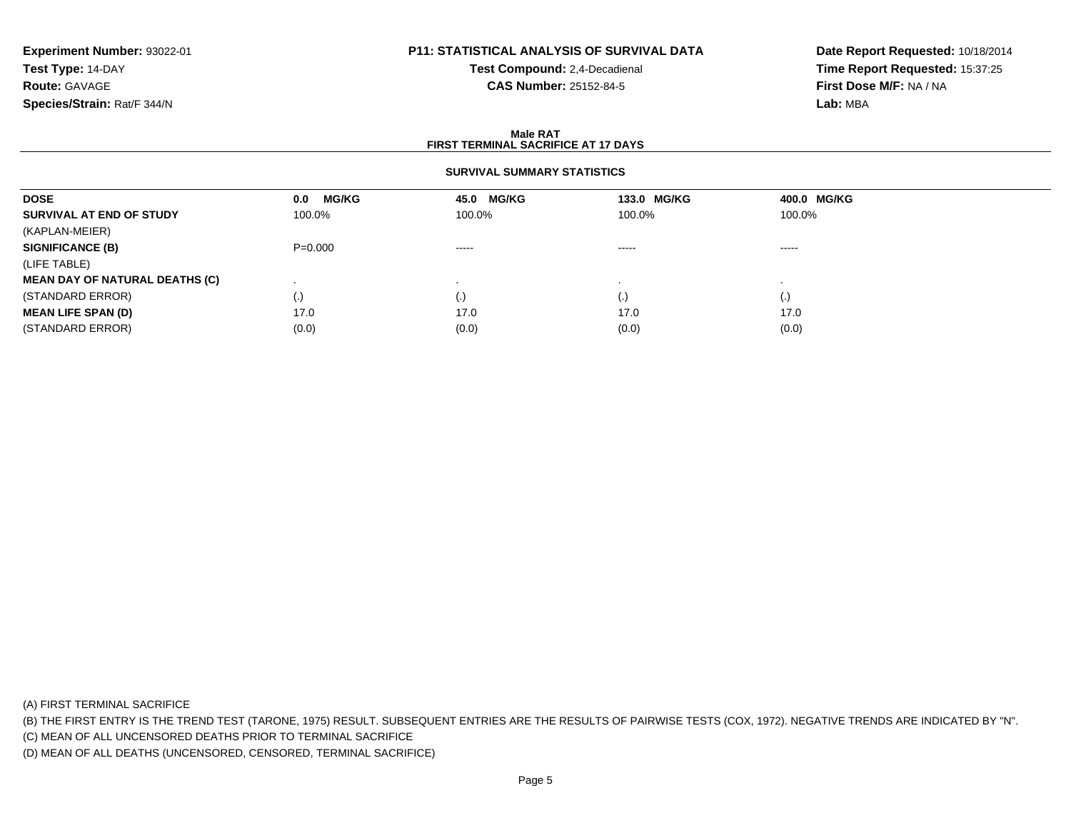**Experiment Number:** 93022-01
**Test Type:** 14-DAY
**Route:** GAVAGE
**Species/Strain:** Rat/F 344/N

**P11: STATISTICAL ANALYSIS OF SURVIVAL DATA**
**Test Compound:** 2,4-Decadienal
**CAS Number:** 25152-84-5

**Date Report Requested:** 10/18/2014
**Time Report Requested:** 15:37:25
**First Dose M/F:** NA / NA
**Lab:** MBA

**Male RAT**
**FIRST TERMINAL SACRIFICE AT 17 DAYS**

**SURVIVAL SUMMARY STATISTICS**

| DOSE | 0.0 MG/KG | 45.0 MG/KG | 133.0 MG/KG | 400.0 MG/KG |
|---|---|---|---|---|
| **SURVIVAL AT END OF STUDY** | 100.0% | 100.0% | 100.0% | 100.0% |
| (KAPLAN-MEIER) | | | | |
| **SIGNIFICANCE (B)** | P=0.000 | ----- | ----- | ----- |
| (LIFE TABLE) | | | | |
| **MEAN DAY OF NATURAL DEATHS (C)** | . | . | . | . |
| (STANDARD ERROR) | (.) | (.) | (.) | (.) |
| **MEAN LIFE SPAN (D)** | 17.0 | 17.0 | 17.0 | 17.0 |
| (STANDARD ERROR) | (0.0) | (0.0) | (0.0) | (0.0) |

(A) FIRST TERMINAL SACRIFICE
(B) THE FIRST ENTRY IS THE TREND TEST (TARONE, 1975) RESULT. SUBSEQUENT ENTRIES ARE THE RESULTS OF PAIRWISE TESTS (COX, 1972). NEGATIVE TRENDS ARE INDICATED BY "N".
(C) MEAN OF ALL UNCENSORED DEATHS PRIOR TO TERMINAL SACRIFICE
(D) MEAN OF ALL DEATHS (UNCENSORED, CENSORED, TERMINAL SACRIFICE)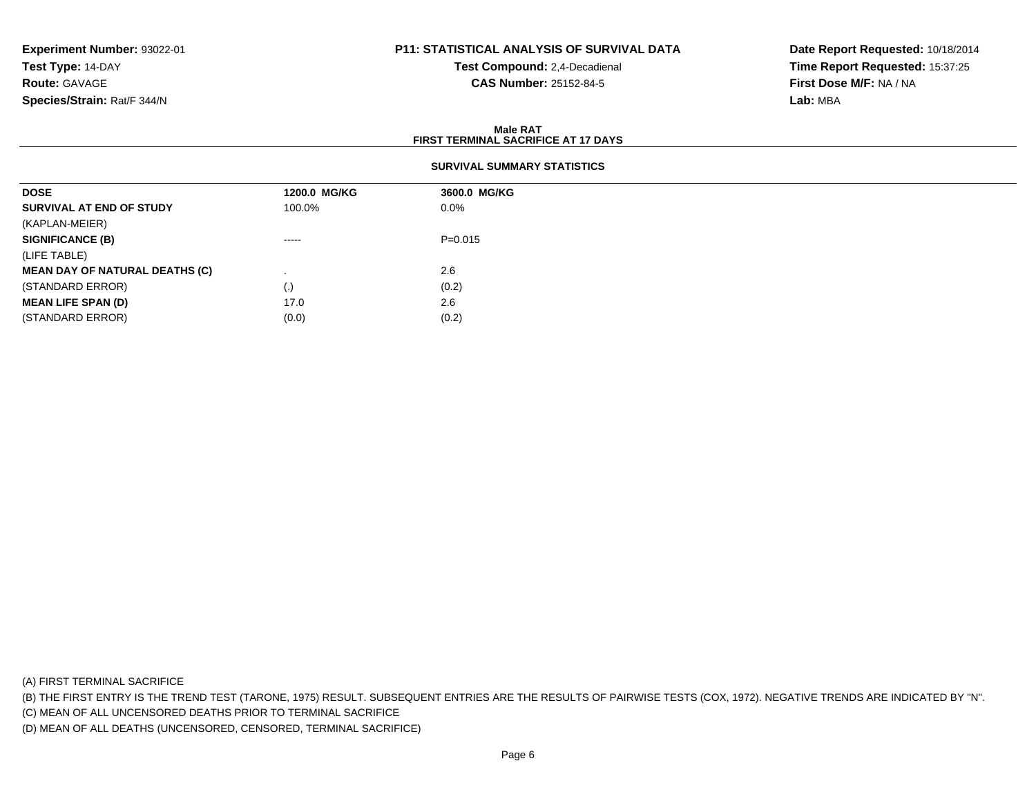**Experiment Number:** 93022-01
**Test Type:** 14-DAY
**Route:** GAVAGE
**Species/Strain:** Rat/F 344/N

**P11: STATISTICAL ANALYSIS OF SURVIVAL DATA**
**Test Compound:** 2,4-Decadienal
**CAS Number:** 25152-84-5

**Date Report Requested:** 10/18/2014
**Time Report Requested:** 15:37:25
**First Dose M/F:** NA / NA
**Lab:** MBA

**Male RAT**
**FIRST TERMINAL SACRIFICE AT 17 DAYS**

**SURVIVAL SUMMARY STATISTICS**

| DOSE | 1200.0 MG/KG | 3600.0 MG/KG |
|---|---|---|
| **SURVIVAL AT END OF STUDY** | 100.0% | 0.0% |
| (KAPLAN-MEIER) | | |
| **SIGNIFICANCE (B)** | ----- | P=0.015 |
| (LIFE TABLE) | | |
| **MEAN DAY OF NATURAL DEATHS (C)** | . | 2.6 |
| (STANDARD ERROR) | (.) | (0.2) |
| **MEAN LIFE SPAN (D)** | 17.0 | 2.6 |
| (STANDARD ERROR) | (0.0) | (0.2) |

(A) FIRST TERMINAL SACRIFICE
(B) THE FIRST ENTRY IS THE TREND TEST (TARONE, 1975) RESULT. SUBSEQUENT ENTRIES ARE THE RESULTS OF PAIRWISE TESTS (COX, 1972). NEGATIVE TRENDS ARE INDICATED BY "N".
(C) MEAN OF ALL UNCENSORED DEATHS PRIOR TO TERMINAL SACRIFICE
(D) MEAN OF ALL DEATHS (UNCENSORED, CENSORED, TERMINAL SACRIFICE)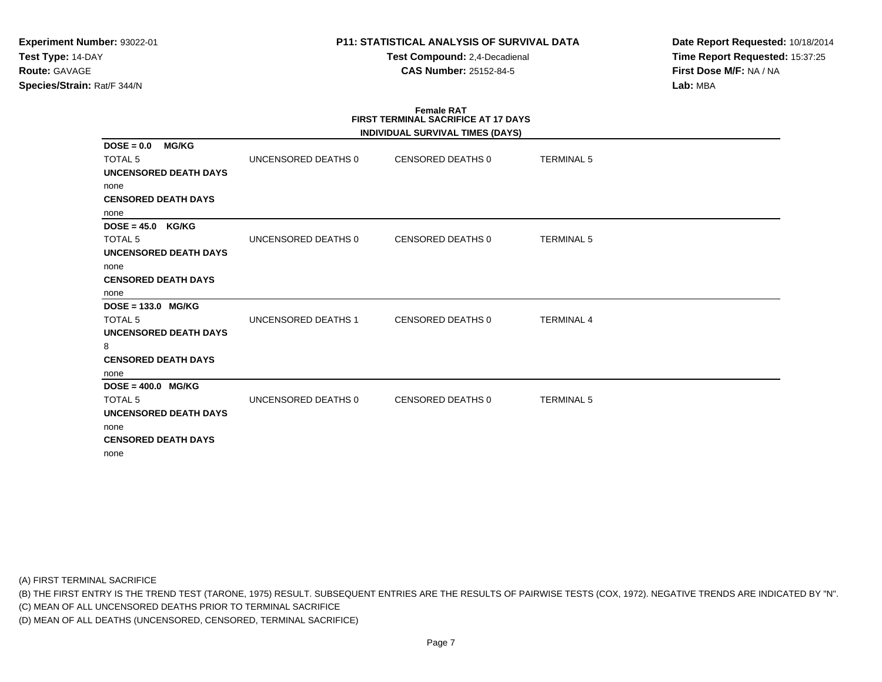**Experiment Number:** 93022-01
**Test Type:** 14-DAY
**Route:** GAVAGE
**Species/Strain:** Rat/F 344/N

**P11: STATISTICAL ANALYSIS OF SURVIVAL DATA**
**Test Compound:** 2,4-Decadienal
**CAS Number:** 25152-84-5

**Date Report Requested:** 10/18/2014
**Time Report Requested:** 15:37:25
**First Dose M/F:** NA / NA
**Lab:** MBA

**Female RAT**
**FIRST TERMINAL SACRIFICE AT 17 DAYS**
**INDIVIDUAL SURVIVAL TIMES (DAYS)**

**DOSE = 0.0 MG/KG**

| TOTAL 5 | UNCENSORED DEATHS 0 | CENSORED DEATHS 0 | TERMINAL 5 |
|---|---|---|---|

**UNCENSORED DEATH DAYS**
none
**CENSORED DEATH DAYS**
none

**DOSE = 45.0 KG/KG**

| TOTAL 5 | UNCENSORED DEATHS 0 | CENSORED DEATHS 0 | TERMINAL 5 |
|---|---|---|---|

**UNCENSORED DEATH DAYS**
none
**CENSORED DEATH DAYS**
none

**DOSE = 133.0 MG/KG**

| TOTAL 5 | UNCENSORED DEATHS 1 | CENSORED DEATHS 0 | TERMINAL 4 |
|---|---|---|---|

**UNCENSORED DEATH DAYS**
8
**CENSORED DEATH DAYS**
none

**DOSE = 400.0 MG/KG**

| TOTAL 5 | UNCENSORED DEATHS 0 | CENSORED DEATHS 0 | TERMINAL 5 |
|---|---|---|---|

**UNCENSORED DEATH DAYS**
none
**CENSORED DEATH DAYS**
none

(A) FIRST TERMINAL SACRIFICE
(B) THE FIRST ENTRY IS THE TREND TEST (TARONE, 1975) RESULT. SUBSEQUENT ENTRIES ARE THE RESULTS OF PAIRWISE TESTS (COX, 1972). NEGATIVE TRENDS ARE INDICATED BY "N".
(C) MEAN OF ALL UNCENSORED DEATHS PRIOR TO TERMINAL SACRIFICE
(D) MEAN OF ALL DEATHS (UNCENSORED, CENSORED, TERMINAL SACRIFICE)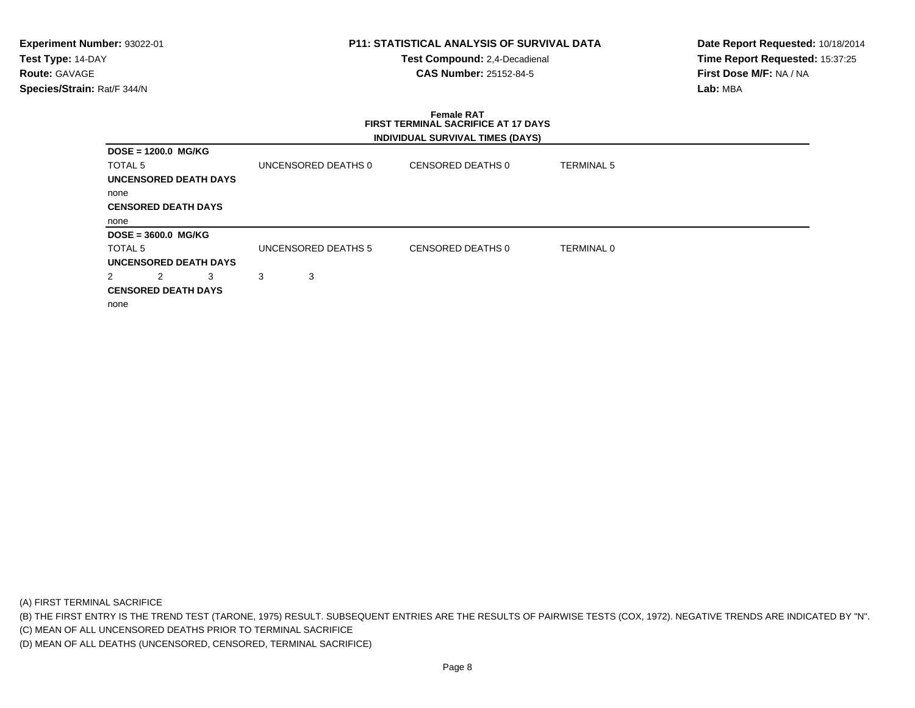**Experiment Number:** 93022-01
**Test Type:** 14-DAY
**Route:** GAVAGE
**Species/Strain:** Rat/F 344/N

**P11: STATISTICAL ANALYSIS OF SURVIVAL DATA**
**Test Compound:** 2,4-Decadienal
**CAS Number:** 25152-84-5

**Date Report Requested:** 10/18/2014
**Time Report Requested:** 15:37:25
**First Dose M/F:** NA / NA
**Lab:** MBA

**Female RAT**
**FIRST TERMINAL SACRIFICE AT 17 DAYS**
**INDIVIDUAL SURVIVAL TIMES (DAYS)**

**DOSE = 1200.0 MG/KG**

| TOTAL 5 | UNCENSORED DEATHS 0 | CENSORED DEATHS 0 | TERMINAL 5 |
|---|---|---|---|

**UNCENSORED DEATH DAYS**

none

**CENSORED DEATH DAYS**

none

**DOSE = 3600.0 MG/KG**

| TOTAL 5 | UNCENSORED DEATHS 5 | CENSORED DEATHS 0 | TERMINAL 0 |
|---|---|---|---|

**UNCENSORED DEATH DAYS**

2 2 3 3 3

**CENSORED DEATH DAYS**

none

(A) FIRST TERMINAL SACRIFICE
(B) THE FIRST ENTRY IS THE TREND TEST (TARONE, 1975) RESULT. SUBSEQUENT ENTRIES ARE THE RESULTS OF PAIRWISE TESTS (COX, 1972). NEGATIVE TRENDS ARE INDICATED BY "N".
(C) MEAN OF ALL UNCENSORED DEATHS PRIOR TO TERMINAL SACRIFICE
(D) MEAN OF ALL DEATHS (UNCENSORED, CENSORED, TERMINAL SACRIFICE)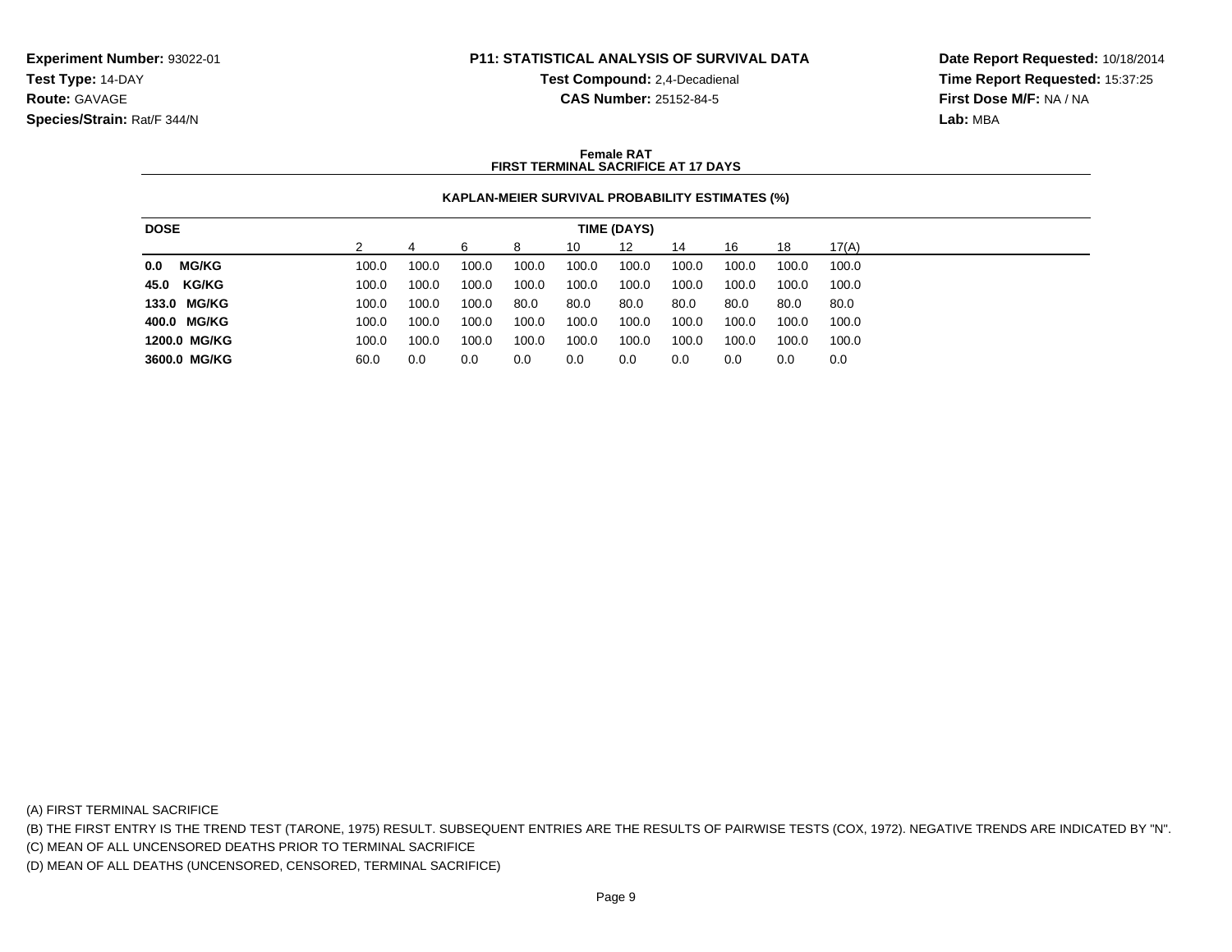**Experiment Number:** 93022-01
**Test Type:** 14-DAY
**Route:** GAVAGE
**Species/Strain:** Rat/F 344/N

**P11: STATISTICAL ANALYSIS OF SURVIVAL DATA**
**Test Compound:** 2,4-Decadienal
**CAS Number:** 25152-84-5

**Date Report Requested:** 10/18/2014
**Time Report Requested:** 15:37:25
**First Dose M/F:** NA / NA
**Lab:** MBA

**Female RAT**
**FIRST TERMINAL SACRIFICE AT 17 DAYS**

**KAPLAN-MEIER SURVIVAL PROBABILITY ESTIMATES (%)**

| DOSE | TIME (DAYS) | | | | | | | | | |
|---|---|---|---|---|---|---|---|---|---|---|
| | 2 | 4 | 6 | 8 | 10 | 12 | 14 | 16 | 18 | 17(A) |
| **0.0 MG/KG** | 100.0 | 100.0 | 100.0 | 100.0 | 100.0 | 100.0 | 100.0 | 100.0 | 100.0 | 100.0 |
| **45.0 KG/KG** | 100.0 | 100.0 | 100.0 | 100.0 | 100.0 | 100.0 | 100.0 | 100.0 | 100.0 | 100.0 |
| **133.0 MG/KG** | 100.0 | 100.0 | 100.0 | 80.0 | 80.0 | 80.0 | 80.0 | 80.0 | 80.0 | 80.0 |
| **400.0 MG/KG** | 100.0 | 100.0 | 100.0 | 100.0 | 100.0 | 100.0 | 100.0 | 100.0 | 100.0 | 100.0 |
| **1200.0 MG/KG** | 100.0 | 100.0 | 100.0 | 100.0 | 100.0 | 100.0 | 100.0 | 100.0 | 100.0 | 100.0 |
| **3600.0 MG/KG** | 60.0 | 0.0 | 0.0 | 0.0 | 0.0 | 0.0 | 0.0 | 0.0 | 0.0 | 0.0 |

(A) FIRST TERMINAL SACRIFICE
(B) THE FIRST ENTRY IS THE TREND TEST (TARONE, 1975) RESULT. SUBSEQUENT ENTRIES ARE THE RESULTS OF PAIRWISE TESTS (COX, 1972). NEGATIVE TRENDS ARE INDICATED BY "N".
(C) MEAN OF ALL UNCENSORED DEATHS PRIOR TO TERMINAL SACRIFICE
(D) MEAN OF ALL DEATHS (UNCENSORED, CENSORED, TERMINAL SACRIFICE)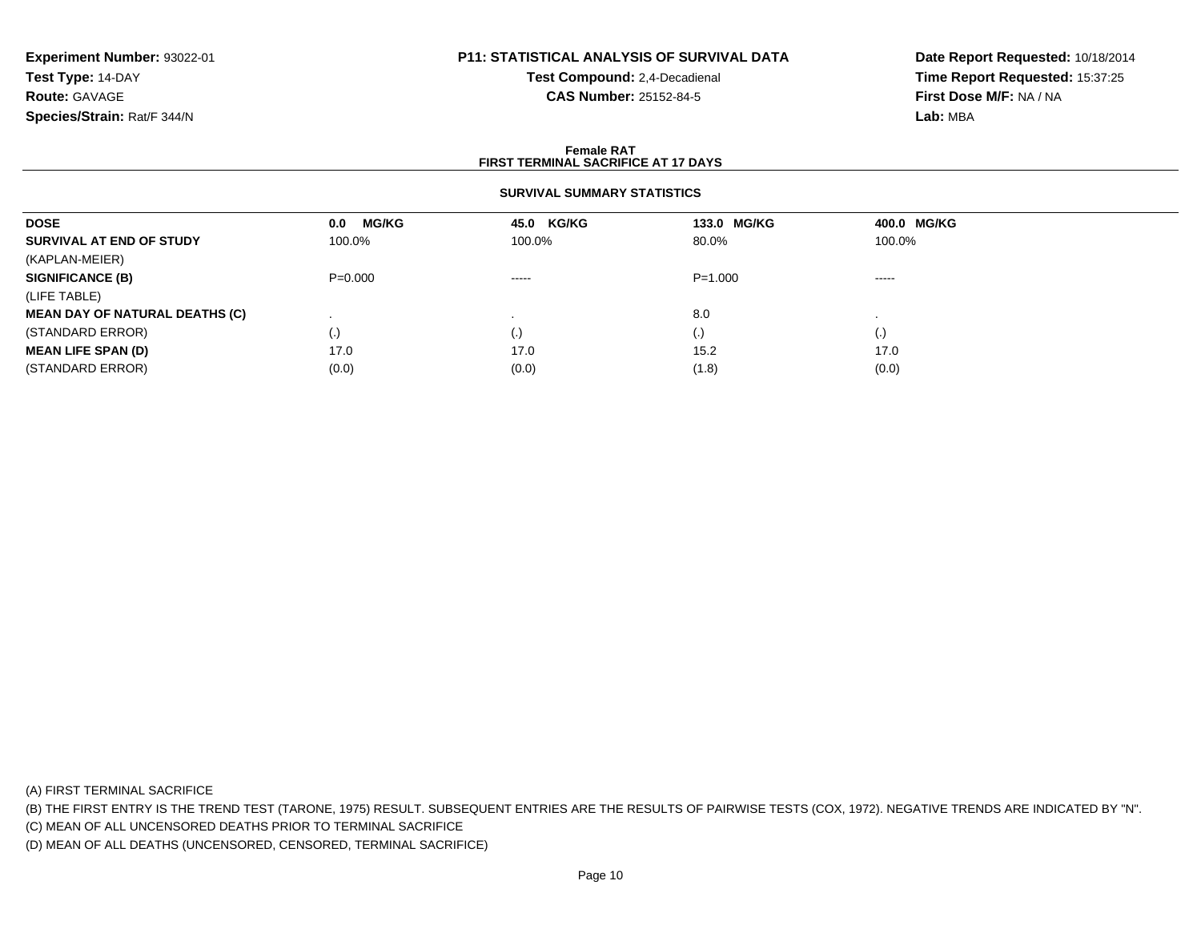**Experiment Number:** 93022-01
**Test Type:** 14-DAY
**Route:** GAVAGE
**Species/Strain:** Rat/F 344/N

**P11: STATISTICAL ANALYSIS OF SURVIVAL DATA**
**Test Compound:** 2,4-Decadienal
**CAS Number:** 25152-84-5

**Date Report Requested:** 10/18/2014
**Time Report Requested:** 15:37:25
**First Dose M/F:** NA / NA
**Lab:** MBA

## Female RAT
## FIRST TERMINAL SACRIFICE AT 17 DAYS

### SURVIVAL SUMMARY STATISTICS

| DOSE | 0.0 MG/KG | 45.0 KG/KG | 133.0 MG/KG | 400.0 MG/KG |
|---|---|---|---|---|
| **SURVIVAL AT END OF STUDY** | 100.0% | 100.0% | 80.0% | 100.0% |
| (KAPLAN-MEIER) | | | | |
| **SIGNIFICANCE (B)** | P=0.000 | ----- | P=1.000 | ----- |
| (LIFE TABLE) | | | | |
| **MEAN DAY OF NATURAL DEATHS (C)** | . | . | 8.0 | . |
| (STANDARD ERROR) | (.) | (.) | (.) | (.) |
| **MEAN LIFE SPAN (D)** | 17.0 | 17.0 | 15.2 | 17.0 |
| (STANDARD ERROR) | (0.0) | (0.0) | (1.8) | (0.0) |

(A) FIRST TERMINAL SACRIFICE
(B) THE FIRST ENTRY IS THE TREND TEST (TARONE, 1975) RESULT. SUBSEQUENT ENTRIES ARE THE RESULTS OF PAIRWISE TESTS (COX, 1972). NEGATIVE TRENDS ARE INDICATED BY "N".
(C) MEAN OF ALL UNCENSORED DEATHS PRIOR TO TERMINAL SACRIFICE
(D) MEAN OF ALL DEATHS (UNCENSORED, CENSORED, TERMINAL SACRIFICE)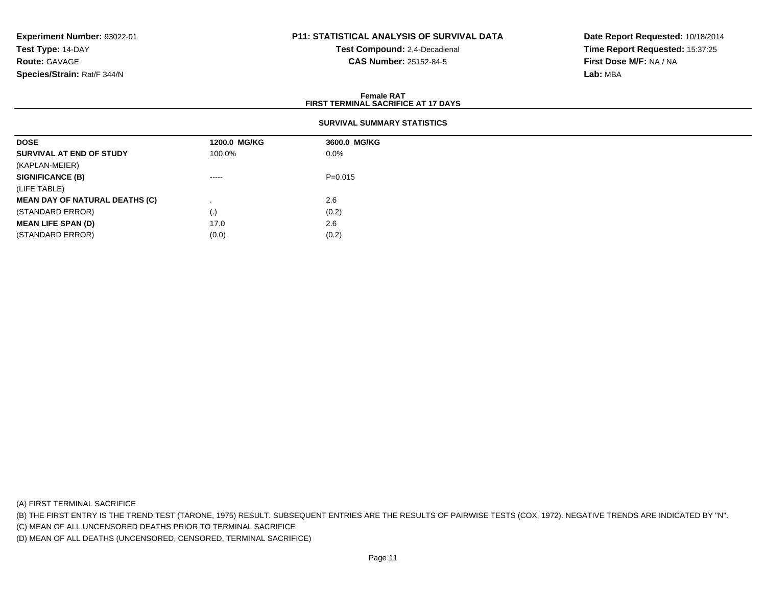**Experiment Number:** 93022-01
**Test Type:** 14-DAY
**Route:** GAVAGE
**Species/Strain:** Rat/F 344/N

**P11: STATISTICAL ANALYSIS OF SURVIVAL DATA**
**Test Compound:** 2,4-Decadienal
**CAS Number:** 25152-84-5

**Date Report Requested:** 10/18/2014
**Time Report Requested:** 15:37:25
**First Dose M/F:** NA / NA
**Lab:** MBA

**Female RAT**
**FIRST TERMINAL SACRIFICE AT 17 DAYS**

**SURVIVAL SUMMARY STATISTICS**

| DOSE | 1200.0 MG/KG | 3600.0 MG/KG |
|---|---|---|
| **SURVIVAL AT END OF STUDY** | 100.0% | 0.0% |
| (KAPLAN-MEIER) | | |
| **SIGNIFICANCE (B)** | ----- | P=0.015 |
| (LIFE TABLE) | | |
| **MEAN DAY OF NATURAL DEATHS (C)** | . | 2.6 |
| (STANDARD ERROR) | (.) | (0.2) |
| **MEAN LIFE SPAN (D)** | 17.0 | 2.6 |
| (STANDARD ERROR) | (0.0) | (0.2) |

(A) FIRST TERMINAL SACRIFICE
(B) THE FIRST ENTRY IS THE TREND TEST (TARONE, 1975) RESULT. SUBSEQUENT ENTRIES ARE THE RESULTS OF PAIRWISE TESTS (COX, 1972). NEGATIVE TRENDS ARE INDICATED BY "N".
(C) MEAN OF ALL UNCENSORED DEATHS PRIOR TO TERMINAL SACRIFICE
(D) MEAN OF ALL DEATHS (UNCENSORED, CENSORED, TERMINAL SACRIFICE)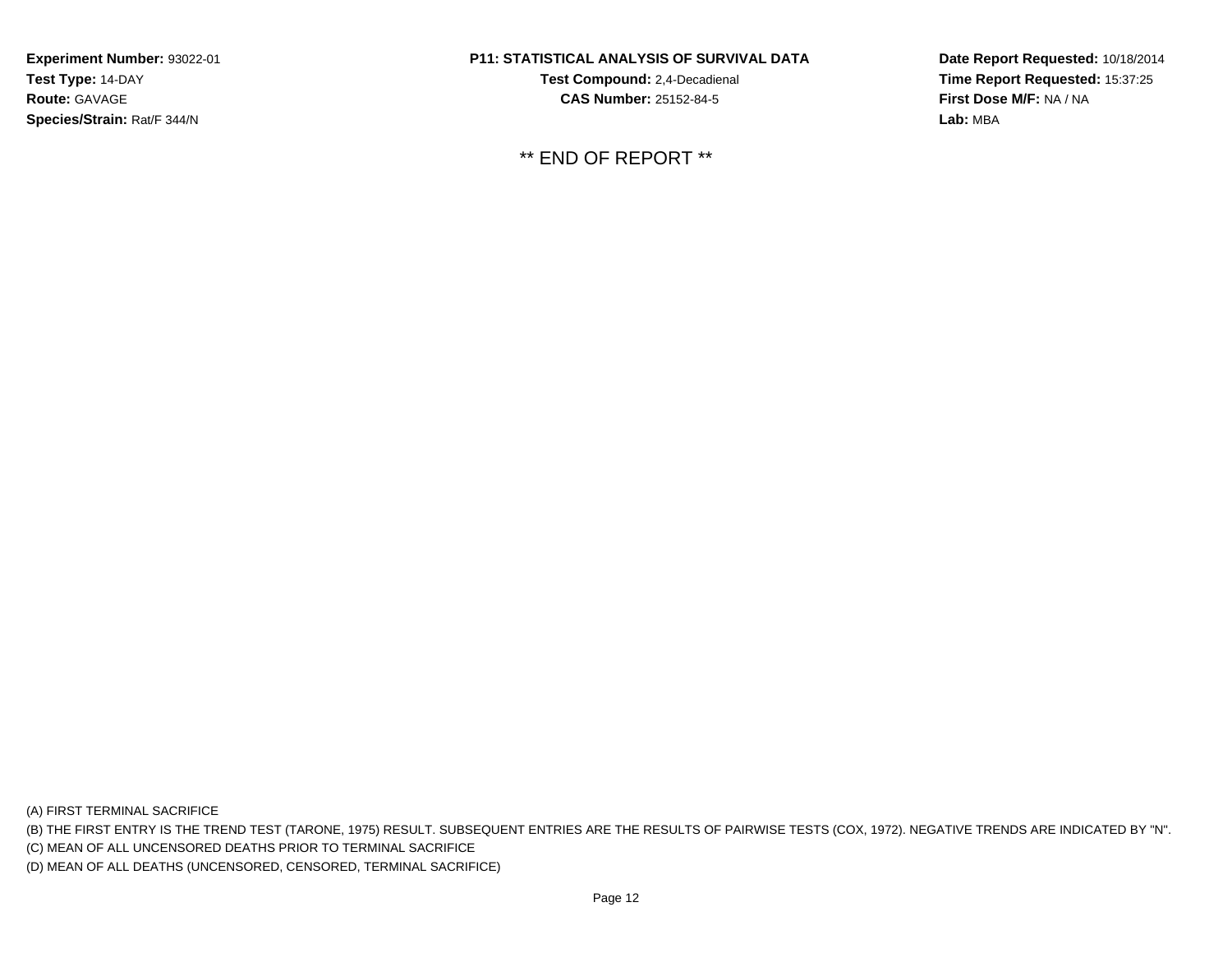**Experiment Number:** 93022-01
**Test Type:** 14-DAY
**Route:** GAVAGE
**Species/Strain:** Rat/F 344/N

**P11: STATISTICAL ANALYSIS OF SURVIVAL DATA**
**Test Compound:** 2,4-Decadienal
**CAS Number:** 25152-84-5

**Date Report Requested:** 10/18/2014
**Time Report Requested:** 15:37:25
**First Dose M/F:** NA / NA
**Lab:** MBA

** END OF REPORT **

(A) FIRST TERMINAL SACRIFICE
(B) THE FIRST ENTRY IS THE TREND TEST (TARONE, 1975) RESULT. SUBSEQUENT ENTRIES ARE THE RESULTS OF PAIRWISE TESTS (COX, 1972). NEGATIVE TRENDS ARE INDICATED BY "N".
(C) MEAN OF ALL UNCENSORED DEATHS PRIOR TO TERMINAL SACRIFICE
(D) MEAN OF ALL DEATHS (UNCENSORED, CENSORED, TERMINAL SACRIFICE)